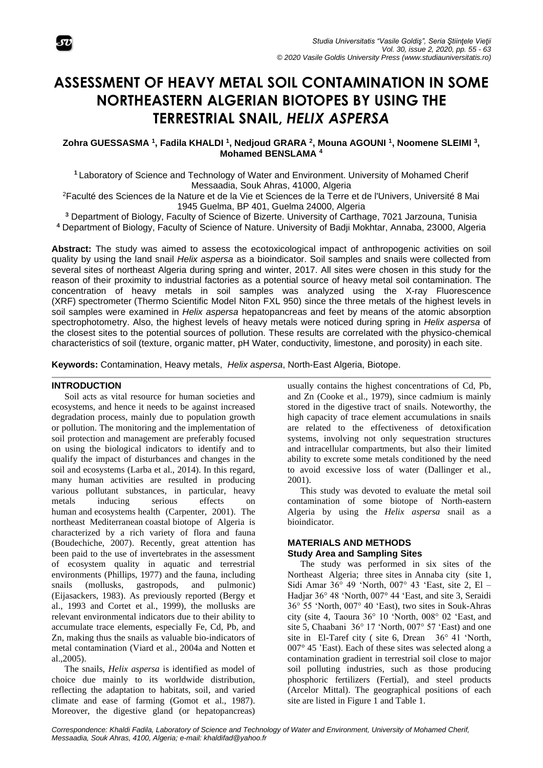# ASSESSMENT OF HEAVY METAL SOIL CONTAMINATION IN SOME NORTHEASTERN ALGERIAN BIOTOPES BY USING THE TERRESTRIAL SNAIL, *HELIX ASPERSA*

**Zohra GUESSASMA [1], Fadila KHALDI [1], Nedjoud GRARA [2], Mouna AGOUNI [1], Noomene SLEIMI [3], Mohamed BENSLAMA [4]**

[1] Laboratory of Science and Technology of Water and Environment. University of Mohamed Cherif Messaadia, Souk Ahras, 41000, Algeria

[2] Faculté des Sciences de la Nature et de la Vie et Sciences de la Terre et de l'Univers, Université 8 Mai 1945 Guelma, BP 401, Guelma 24000, Algeria

[3] Department of Biology, Faculty of Science of Bizerte. University of Carthage, 7021 Jarzouna, Tunisia

[4] Department of Biology, Faculty of Science of Nature. University of Badji Mokhtar, Annaba, 23000, Algeria

**Abstract:** The study was aimed to assess the ecotoxicological impact of anthropogenic activities on soil quality by using the land snail *Helix aspersa* as a bioindicator. Soil samples and snails were collected from several sites of northeast Algeria during spring and winter, 2017. All sites were chosen in this study for the reason of their proximity to industrial factories as a potential source of heavy metal soil contamination. The concentration of heavy metals in soil samples was analyzed using the X-ray Fluorescence (XRF) spectrometer (Thermo Scientific Model Niton FXL 950) since the three metals of the highest levels in soil samples were examined in *Helix aspersa* hepatopancreas and feet by means of the atomic absorption spectrophotometry. Also, the highest levels of heavy metals were noticed during spring in *Helix aspersa* of the closest sites to the potential sources of pollution. These results are correlated with the physico-chemical characteristics of soil (texture, organic matter, pH Water, conductivity, limestone, and porosity) in each site.

**Keywords:** Contamination, Heavy metals, *Helix aspersa*, North-East Algeria, Biotope.

## INTRODUCTION

Soil acts as vital resource for human societies and ecosystems, and hence it needs to be against increased degradation process, mainly due to population growth or pollution. The monitoring and the implementation of soil protection and management are preferably focused on using the biological indicators to identify and to qualify the impact of disturbances and changes in the soil and ecosystems (Larba et al., 2014). In this regard, many human activities are resulted in producing various pollutant substances, in particular, heavy metals inducing serious effects on human and ecosystems health (Carpenter, 2001). The northeast Mediterranean coastal biotope of Algeria is characterized by a rich variety of flora and fauna (Boudechiche, 2007). Recently, great attention has been paid to the use of invertebrates in the assessment of ecosystem quality in aquatic and terrestrial environments (Phillips, 1977) and the fauna, including snails (mollusks, gastropods, and pulmonic) (Eijasackers, 1983). As previously reported (Bergy et al., 1993 and Cortet et al., 1999), the mollusks are relevant environmental indicators due to their ability to accumulate trace elements, especially Fe, Cd, Pb, and Zn, making thus the snails as valuable bio-indicators of metal contamination (Viard et al., 2004a and Notten et al.,2005).

The snails, *Helix aspersa* is identified as model of choice due mainly to its worldwide distribution, reflecting the adaptation to habitats, soil, and varied climate and ease of farming (Gomot et al., 1987). Moreover, the digestive gland (or hepatopancreas) usually contains the highest concentrations of Cd, Pb, and Zn (Cooke et al., 1979), since cadmium is mainly stored in the digestive tract of snails. Noteworthy, the high capacity of trace element accumulations in snails are related to the effectiveness of detoxification systems, involving not only sequestration structures and intracellular compartments, but also their limited ability to excrete some metals conditioned by the need to avoid excessive loss of water (Dallinger et al., 2001).

This study was devoted to evaluate the metal soil contamination of some biotope of North-eastern Algeria by using the *Helix aspersa* snail as a bioindicator.

## MATERIALS AND METHODS

### Study Area and Sampling Sites

The study was performed in six sites of the Northeast Algeria; three sites in Annaba city (site 1, Sidi Amar 36° 49 'North, 007° 43 'East, site 2, El – Hadjar 36° 48 'North, 007° 44 'East, and site 3, Seraidi 36° 55 'North, 007° 40 'East), two sites in Souk-Ahras city (site 4, Taoura 36° 10 'North, 008° 02 'East, and site 5, Chaabani 36° 17 'North, 007° 57 'East) and one site in El-Taref city ( site 6, Drean 36° 41 'North, 007° 45 'East). Each of these sites was selected along a contamination gradient in terrestrial soil close to major soil polluting industries, such as those producing phosphoric fertilizers (Fertial), and steel products (Arcelor Mittal). The geographical positions of each site are listed in Figure 1 and Table 1.

Correspondence: Khaldi Fadila, Laboratory of Science and Technology of Water and Environment, University of Mohamed Cherif, Messaadia, Souk Ahras, 4100, Algeria; e-mail: khaldifad@yahoo.fr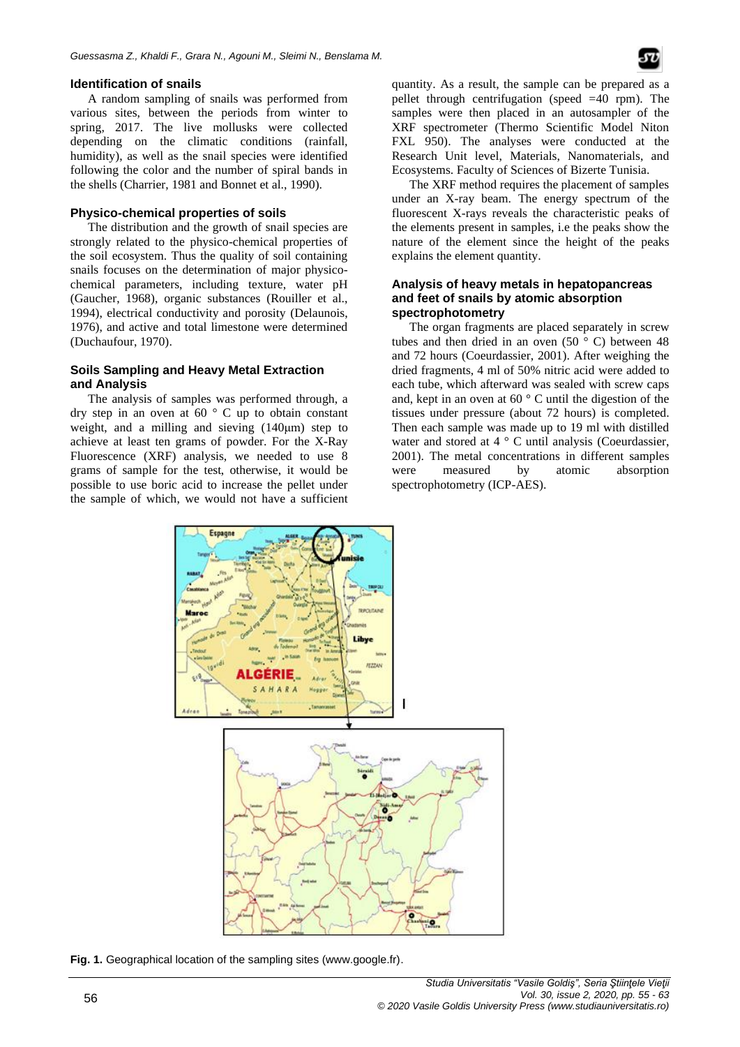### Identification of snails

A random sampling of snails was performed from various sites, between the periods from winter to spring, 2017. The live mollusks were collected depending on the climatic conditions (rainfall, humidity), as well as the snail species were identified following the color and the number of spiral bands in the shells (Charrier, 1981 and Bonnet et al., 1990).

### Physico-chemical properties of soils

The distribution and the growth of snail species are strongly related to the physico-chemical properties of the soil ecosystem. Thus the quality of soil containing snails focuses on the determination of major physico-chemical parameters, including texture, water pH (Gaucher, 1968), organic substances (Rouiller et al., 1994), electrical conductivity and porosity (Delaunois, 1976), and active and total limestone were determined (Duchaufour, 1970).

### Soils Sampling and Heavy Metal Extraction and Analysis

The analysis of samples was performed through, a dry step in an oven at 60 ° C up to obtain constant weight, and a milling and sieving (140μm) step to achieve at least ten grams of powder. For the X-Ray Fluorescence (XRF) analysis, we needed to use 8 grams of sample for the test, otherwise, it would be possible to use boric acid to increase the pellet under the sample of which, we would not have a sufficient quantity. As a result, the sample can be prepared as a pellet through centrifugation (speed =40 rpm). The samples were then placed in an autosampler of the XRF spectrometer (Thermo Scientific Model Niton FXL 950). The analyses were conducted at the Research Unit level, Materials, Nanomaterials, and Ecosystems. Faculty of Sciences of Bizerte Tunisia.

The XRF method requires the placement of samples under an X-ray beam. The energy spectrum of the fluorescent X-rays reveals the characteristic peaks of the elements present in samples, i.e the peaks show the nature of the element since the height of the peaks explains the element quantity.

### Analysis of heavy metals in hepatopancreas and feet of snails by atomic absorption spectrophotometry

The organ fragments are placed separately in screw tubes and then dried in an oven (50 ° C) between 48 and 72 hours (Coeurdassier, 2001). After weighing the dried fragments, 4 ml of 50% nitric acid were added to each tube, which afterward was sealed with screw caps and, kept in an oven at 60 ° C until the digestion of the tissues under pressure (about 72 hours) is completed. Then each sample was made up to 19 ml with distilled water and stored at 4 ° C until analysis (Coeurdassier, 2001). The metal concentrations in different samples were measured by atomic absorption spectrophotometry (ICP-AES).

**Fig. 1.** Geographical location of the sampling sites (www.google.fr).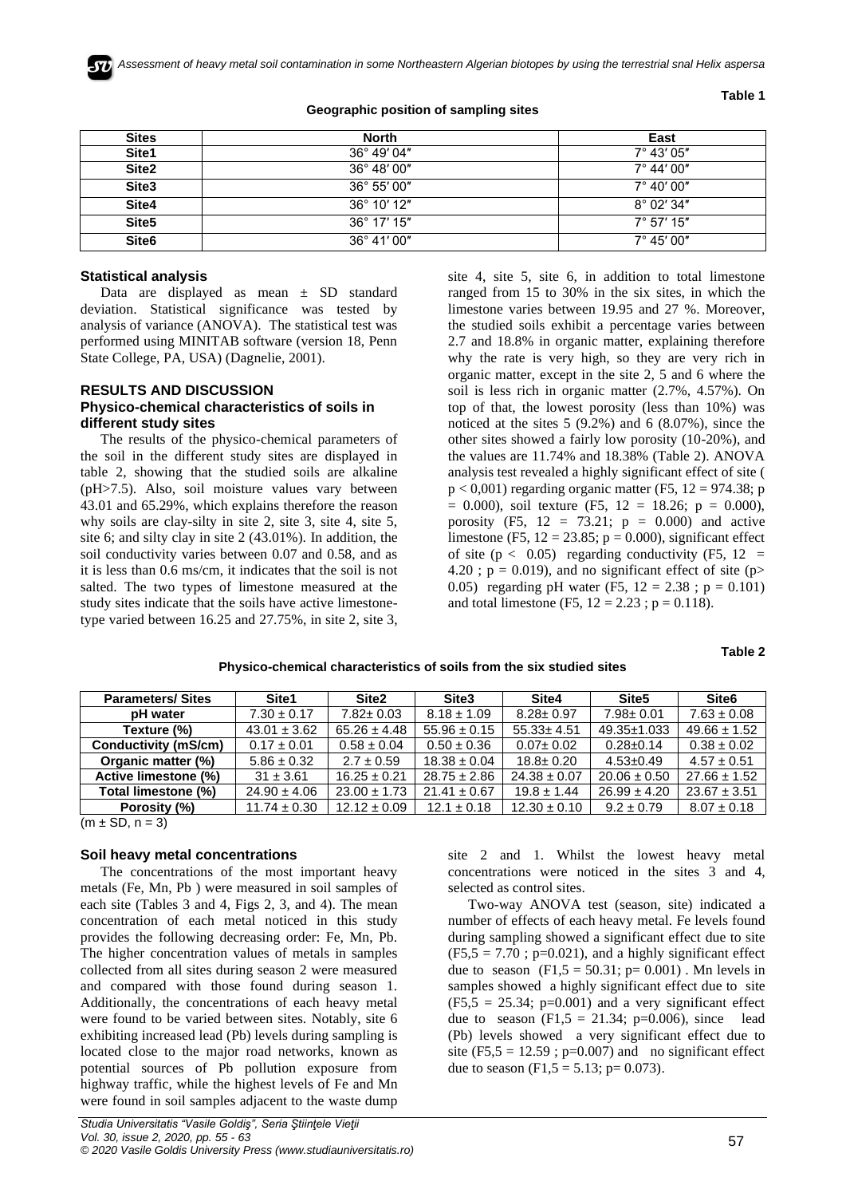**Table 1**

**Geographic position of sampling sites**

| Sites | North | East |
|---|---|---|
| Site1 | 36° 49′ 04″ | 7° 43′ 05″ |
| Site2 | 36° 48′ 00″ | 7° 44′ 00″ |
| Site3 | 36° 55′ 00″ | 7° 40′ 00″ |
| Site4 | 36° 10′ 12″ | 8° 02′ 34″ |
| Site5 | 36° 17′ 15″ | 7° 57′ 15″ |
| Site6 | 36° 41′ 00″ | 7° 45′ 00″ |

### Statistical analysis

Data are displayed as mean ± SD standard deviation. Statistical significance was tested by analysis of variance (ANOVA). The statistical test was performed using MINITAB software (version 18, Penn State College, PA, USA) (Dagnelie, 2001).

## RESULTS AND DISCUSSION

### Physico-chemical characteristics of soils in different study sites

The results of the physico-chemical parameters of the soil in the different study sites are displayed in table 2, showing that the studied soils are alkaline (pH>7.5). Also, soil moisture values vary between 43.01 and 65.29%, which explains therefore the reason why soils are clay-silty in site 2, site 3, site 4, site 5, site 6; and silty clay in site 2 (43.01%). In addition, the soil conductivity varies between 0.07 and 0.58, and as it is less than 0.6 ms/cm, it indicates that the soil is not salted. The two types of limestone measured at the study sites indicate that the soils have active limestone-type varied between 16.25 and 27.75%, in site 2, site 3, site 4, site 5, site 6, in addition to total limestone ranged from 15 to 30% in the six sites, in which the limestone varies between 19.95 and 27 %. Moreover, the studied soils exhibit a percentage varies between 2.7 and 18.8% in organic matter, explaining therefore why the rate is very high, so they are very rich in organic matter, except in the site 2, 5 and 6 where the soil is less rich in organic matter (2.7%, 4.57%). On top of that, the lowest porosity (less than 10%) was noticed at the sites 5 (9.2%) and 6 (8.07%), since the other sites showed a fairly low porosity (10-20%), and the values are 11.74% and 18.38% (Table 2). ANOVA analysis test revealed a highly significant effect of site ( $p < 0{,}001$) regarding organic matter ($F_{5,\,12} = 974.38$; $p = 0.000$), soil texture ($F_{5,\,12} = 18.26$; $p = 0.000$), porosity ($F_{5,\,12} = 73.21$; $p = 0.000$) and active limestone ($F_{5,\,12} = 23.85$; $p = 0.000$), significant effect of site ($p < 0.05$) regarding conductivity ($F_{5,\,12} = 4.20$ ; $p = 0.019$), and no significant effect of site ($p > 0.05$) regarding pH water ($F_{5,\,12} = 2.38$ ; $p = 0.101$) and total limestone ($F_{5,\,12} = 2.23$ ; $p = 0.118$).

**Table 2**

**Physico-chemical characteristics of soils from the six studied sites**

| Parameters/ Sites | Site1 | Site2 | Site3 | Site4 | Site5 | Site6 |
|---|---|---|---|---|---|---|
| pH water | 7.30 ± 0.17 | 7.82± 0.03 | 8.18 ± 1.09 | 8.28± 0.97 | 7.98± 0.01 | 7.63 ± 0.08 |
| Texture (%) | 43.01 ± 3.62 | 65.26 ± 4.48 | 55.96 ± 0.15 | 55.33± 4.51 | 49.35±1.033 | 49.66 ± 1.52 |
| Conductivity (mS/cm) | 0.17 ± 0.01 | 0.58 ± 0.04 | 0.50 ± 0.36 | 0.07± 0.02 | 0.28±0.14 | 0.38 ± 0.02 |
| Organic matter (%) | 5.86 ± 0.32 | 2.7 ± 0.59 | 18.38 ± 0.04 | 18.8± 0.20 | 4.53±0.49 | 4.57 ± 0.51 |
| Active limestone (%) | 31 ± 3.61 | 16.25 ± 0.21 | 28.75 ± 2.86 | 24.38 ± 0.07 | 20.06 ± 0.50 | 27.66 ± 1.52 |
| Total limestone (%) | 24.90 ± 4.06 | 23.00 ± 1.73 | 21.41 ± 0.67 | 19.8 ± 1.44 | 26.99 ± 4.20 | 23.67 ± 3.51 |
| Porosity (%) | 11.74 ± 0.30 | 12.12 ± 0.09 | 12.1 ± 0.18 | 12.30 ± 0.10 | 9.2 ± 0.79 | 8.07 ± 0.18 |

(m ± SD, n = 3)

### Soil heavy metal concentrations

The concentrations of the most important heavy metals (Fe, Mn, Pb ) were measured in soil samples of each site (Tables 3 and 4, Figs 2, 3, and 4). The mean concentration of each metal noticed in this study provides the following decreasing order: Fe, Mn, Pb. The higher concentration values of metals in samples collected from all sites during season 2 were measured and compared with those found during season 1. Additionally, the concentrations of each heavy metal were found to be varied between sites. Notably, site 6 exhibiting increased lead (Pb) levels during sampling is located close to the major road networks, known as potential sources of Pb pollution exposure from highway traffic, while the highest levels of Fe and Mn were found in soil samples adjacent to the waste dump site 2 and 1. Whilst the lowest heavy metal concentrations were noticed in the sites 3 and 4, selected as control sites.

Two-way ANOVA test (season, site) indicated a number of effects of each heavy metal. Fe levels found during sampling showed a significant effect due to site ($F_{5,5} = 7.70$ ; $p=0.021$), and a highly significant effect due to season ($F_{1,5} = 50.31$; $p= 0.001$) . Mn levels in samples showed a highly significant effect due to site ($F_{5,5} = 25.34$; $p=0.001$) and a very significant effect due to season ($F_{1,5} = 21.34$; $p=0.006$), since lead (Pb) levels showed a very significant effect due to site ($F_{5,5} = 12.59$ ; $p=0.007$) and no significant effect due to season ($F_{1,5} = 5.13$; $p= 0.073$).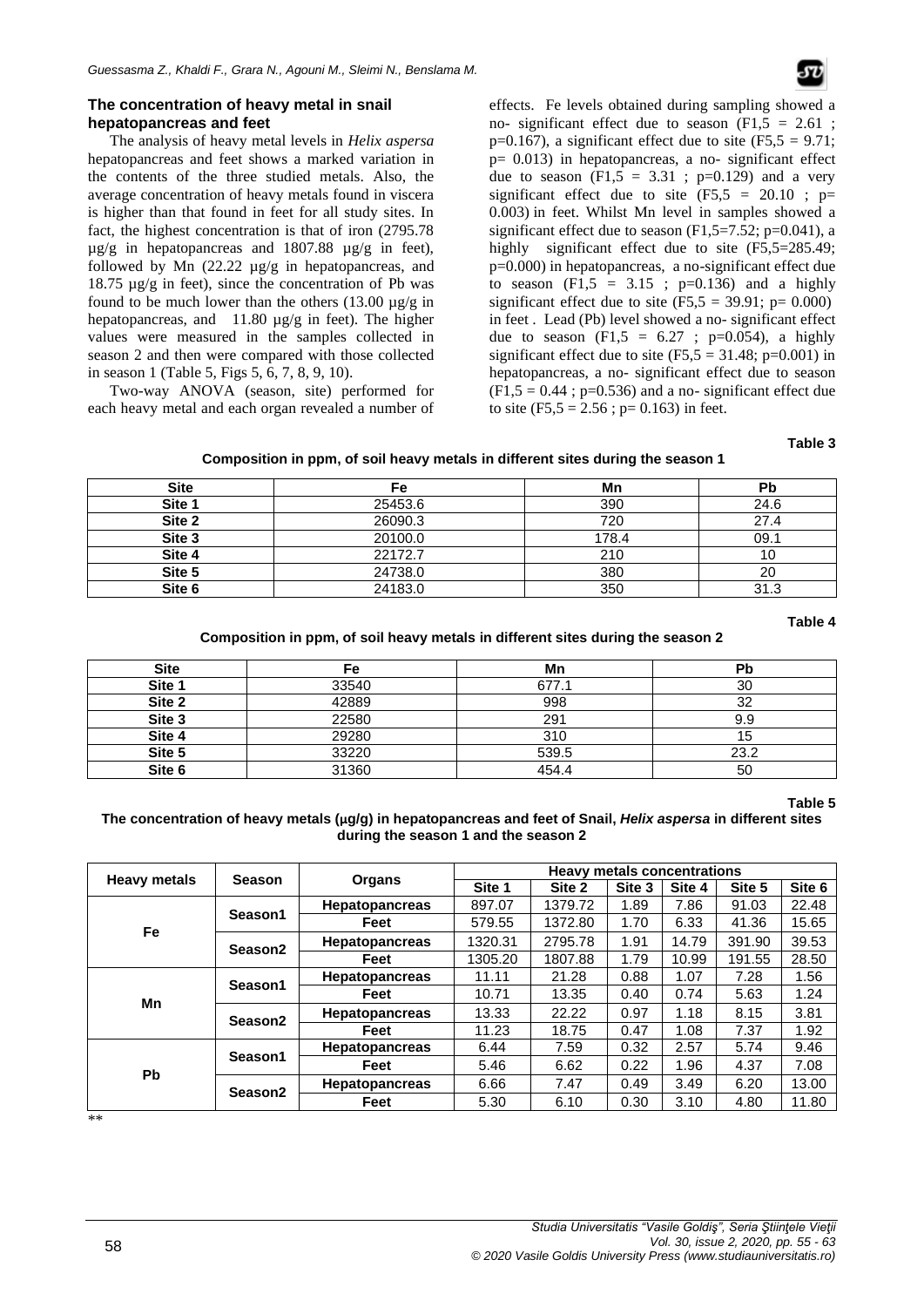### The concentration of heavy metal in snail hepatopancreas and feet

The analysis of heavy metal levels in *Helix aspersa* hepatopancreas and feet shows a marked variation in the contents of the three studied metals. Also, the average concentration of heavy metals found in viscera is higher than that found in feet for all study sites. In fact, the highest concentration is that of iron (2795.78 µg/g in hepatopancreas and 1807.88 µg/g in feet), followed by Mn (22.22 µg/g in hepatopancreas, and 18.75 µg/g in feet), since the concentration of Pb was found to be much lower than the others (13.00 µg/g in hepatopancreas, and 11.80 µg/g in feet). The higher values were measured in the samples collected in season 2 and then were compared with those collected in season 1 (Table 5, Figs 5, 6, 7, 8, 9, 10).

Two-way ANOVA (season, site) performed for each heavy metal and each organ revealed a number of effects. Fe levels obtained during sampling showed a no- significant effect due to season ($F_{1,5}$ = 2.61 ; p=0.167), a significant effect due to site ($F_{5,5}$ = 9.71; p= 0.013) in hepatopancreas, a no- significant effect due to season ($F_{1,5}$ = 3.31 ; p=0.129) and a very significant effect due to site ($F_{5,5}$ = 20.10 ; p= 0.003) in feet. Whilst Mn level in samples showed a significant effect due to season ($F_{1,5}$=7.52; p=0.041), a highly significant effect due to site ($F_{5,5}$=285.49; p=0.000) in hepatopancreas, a no-significant effect due to season ($F_{1,5}$ = 3.15 ; p=0.136) and a highly significant effect due to site ($F_{5,5}$ = 39.91; p= 0.000) in feet . Lead (Pb) level showed a no- significant effect due to season ($F_{1,5}$ = 6.27 ; p=0.054), a highly significant effect due to site ($F_{5,5}$ = 31.48; p=0.001) in hepatopancreas, a no- significant effect due to season ($F_{1,5}$ = 0.44 ; p=0.536) and a no- significant effect due to site ($F_{5,5}$ = 2.56 ; p= 0.163) in feet.

**Table 3**

**Composition in ppm, of soil heavy metals in different sites during the season 1**

| Site | Fe | Mn | Pb |
|---|---|---|---|
| Site 1 | 25453.6 | 390 | 24.6 |
| Site 2 | 26090.3 | 720 | 27.4 |
| Site 3 | 20100.0 | 178.4 | 09.1 |
| Site 4 | 22172.7 | 210 | 10 |
| Site 5 | 24738.0 | 380 | 20 |
| Site 6 | 24183.0 | 350 | 31.3 |

**Table 4**

**Composition in ppm, of soil heavy metals in different sites during the season 2**

| Site | Fe | Mn | Pb |
|---|---|---|---|
| Site 1 | 33540 | 677.1 | 30 |
| Site 2 | 42889 | 998 | 32 |
| Site 3 | 22580 | 291 | 9.9 |
| Site 4 | 29280 | 310 | 15 |
| Site 5 | 33220 | 539.5 | 23.2 |
| Site 6 | 31360 | 454.4 | 50 |

**Table 5**

**The concentration of heavy metals (µg/g) in hepatopancreas and feet of Snail, *Helix aspersa* in different sites during the season 1 and the season 2**

| Heavy metals | Season | Organs | Heavy metals concentrations | | | | | |
|---|---|---|---|---|---|---|---|---|
| | | | Site 1 | Site 2 | Site 3 | Site 4 | Site 5 | Site 6 |
| Fe | Season1 | Hepatopancreas | 897.07 | 1379.72 | 1.89 | 7.86 | 91.03 | 22.48 |
| | | Feet | 579.55 | 1372.80 | 1.70 | 6.33 | 41.36 | 15.65 |
| | Season2 | Hepatopancreas | 1320.31 | 2795.78 | 1.91 | 14.79 | 391.90 | 39.53 |
| | | Feet | 1305.20 | 1807.88 | 1.79 | 10.99 | 191.55 | 28.50 |
| Mn | Season1 | Hepatopancreas | 11.11 | 21.28 | 0.88 | 1.07 | 7.28 | 1.56 |
| | | Feet | 10.71 | 13.35 | 0.40 | 0.74 | 5.63 | 1.24 |
| | Season2 | Hepatopancreas | 13.33 | 22.22 | 0.97 | 1.18 | 8.15 | 3.81 |
| | | Feet | 11.23 | 18.75 | 0.47 | 1.08 | 7.37 | 1.92 |
| Pb | Season1 | Hepatopancreas | 6.44 | 7.59 | 0.32 | 2.57 | 5.74 | 9.46 |
| | | Feet | 5.46 | 6.62 | 0.22 | 1.96 | 4.37 | 7.08 |
| | Season2 | Hepatopancreas | 6.66 | 7.47 | 0.49 | 3.49 | 6.20 | 13.00 |
| | | Feet | 5.30 | 6.10 | 0.30 | 3.10 | 4.80 | 11.80 |

**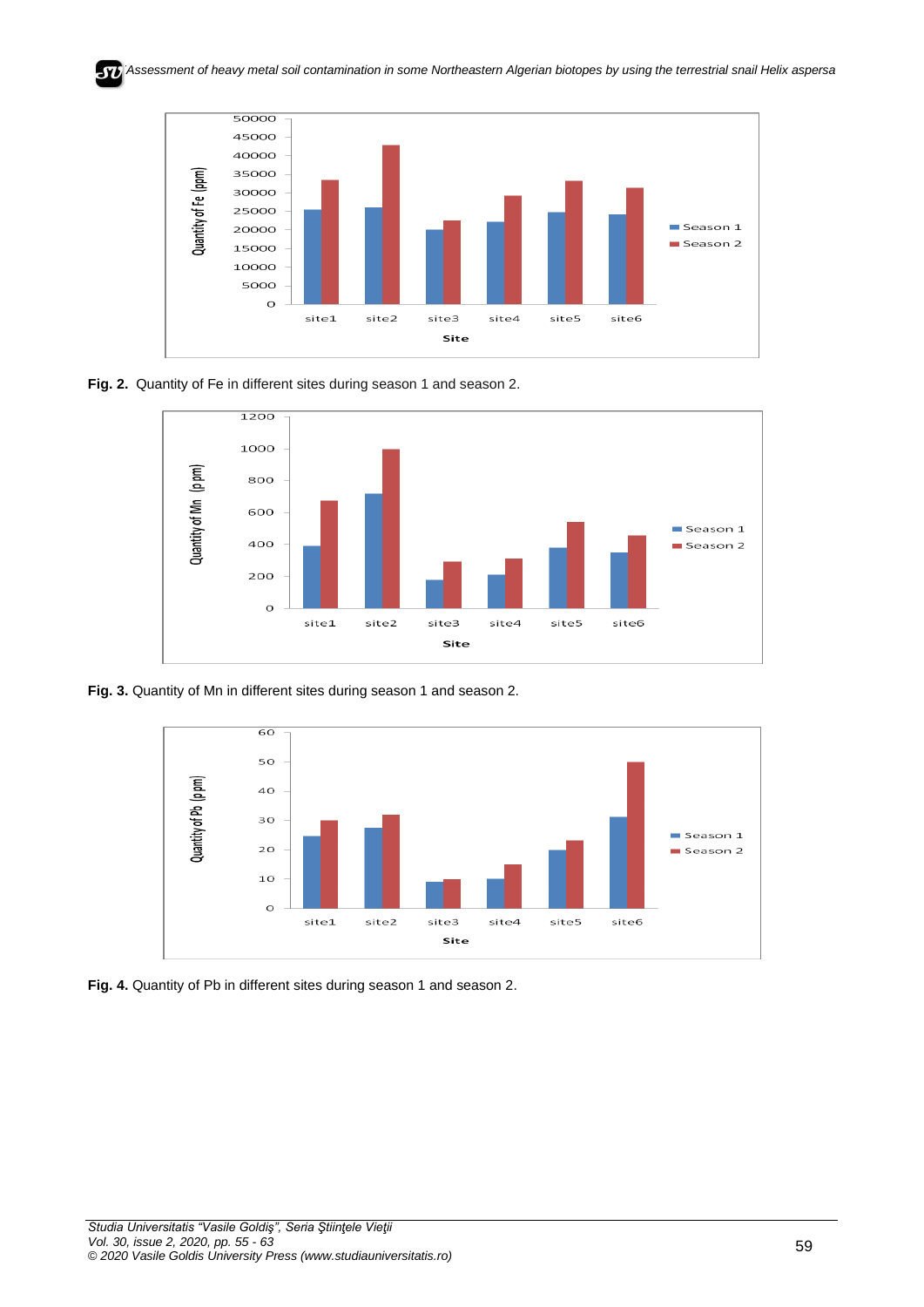**Fig. 2.** Quantity of Fe in different sites during season 1 and season 2.

**Fig. 3.** Quantity of Mn in different sites during season 1 and season 2.

**Fig. 4.** Quantity of Pb in different sites during season 1 and season 2.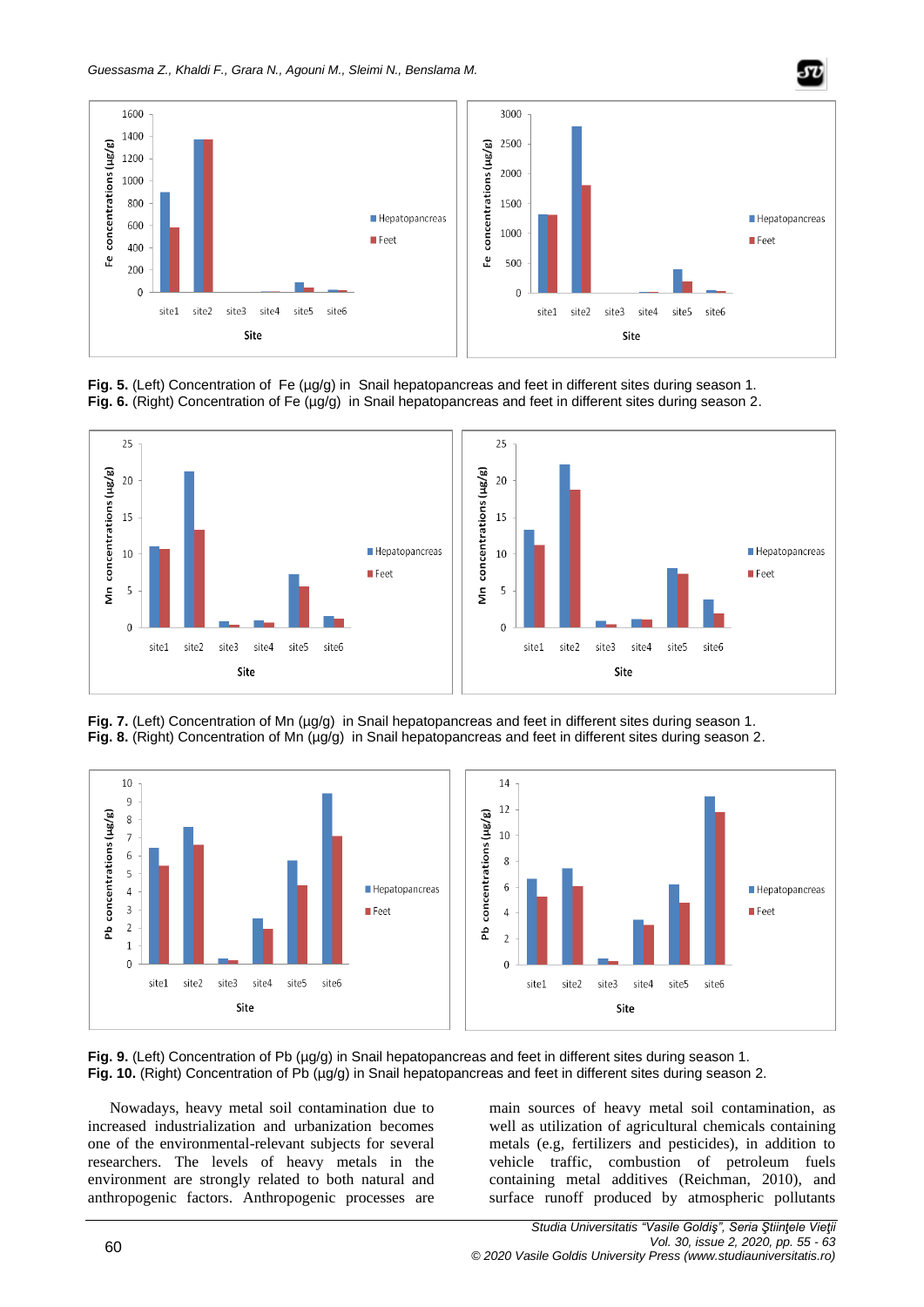**Fig. 5.** (Left) Concentration of Fe (µg/g) in Snail hepatopancreas and feet in different sites during season 1.
**Fig. 6.** (Right) Concentration of Fe (µg/g) in Snail hepatopancreas and feet in different sites during season 2.

**Fig. 7.** (Left) Concentration of Mn (µg/g) in Snail hepatopancreas and feet in different sites during season 1.
**Fig. 8.** (Right) Concentration of Mn (µg/g) in Snail hepatopancreas and feet in different sites during season 2.

**Fig. 9.** (Left) Concentration of Pb (µg/g) in Snail hepatopancreas and feet in different sites during season 1.
**Fig. 10.** (Right) Concentration of Pb (µg/g) in Snail hepatopancreas and feet in different sites during season 2.

Nowadays, heavy metal soil contamination due to increased industrialization and urbanization becomes one of the environmental-relevant subjects for several researchers. The levels of heavy metals in the environment are strongly related to both natural and anthropogenic factors. Anthropogenic processes are main sources of heavy metal soil contamination, as well as utilization of agricultural chemicals containing metals (e.g, fertilizers and pesticides), in addition to vehicle traffic, combustion of petroleum fuels containing metal additives (Reichman, 2010), and surface runoff produced by atmospheric pollutants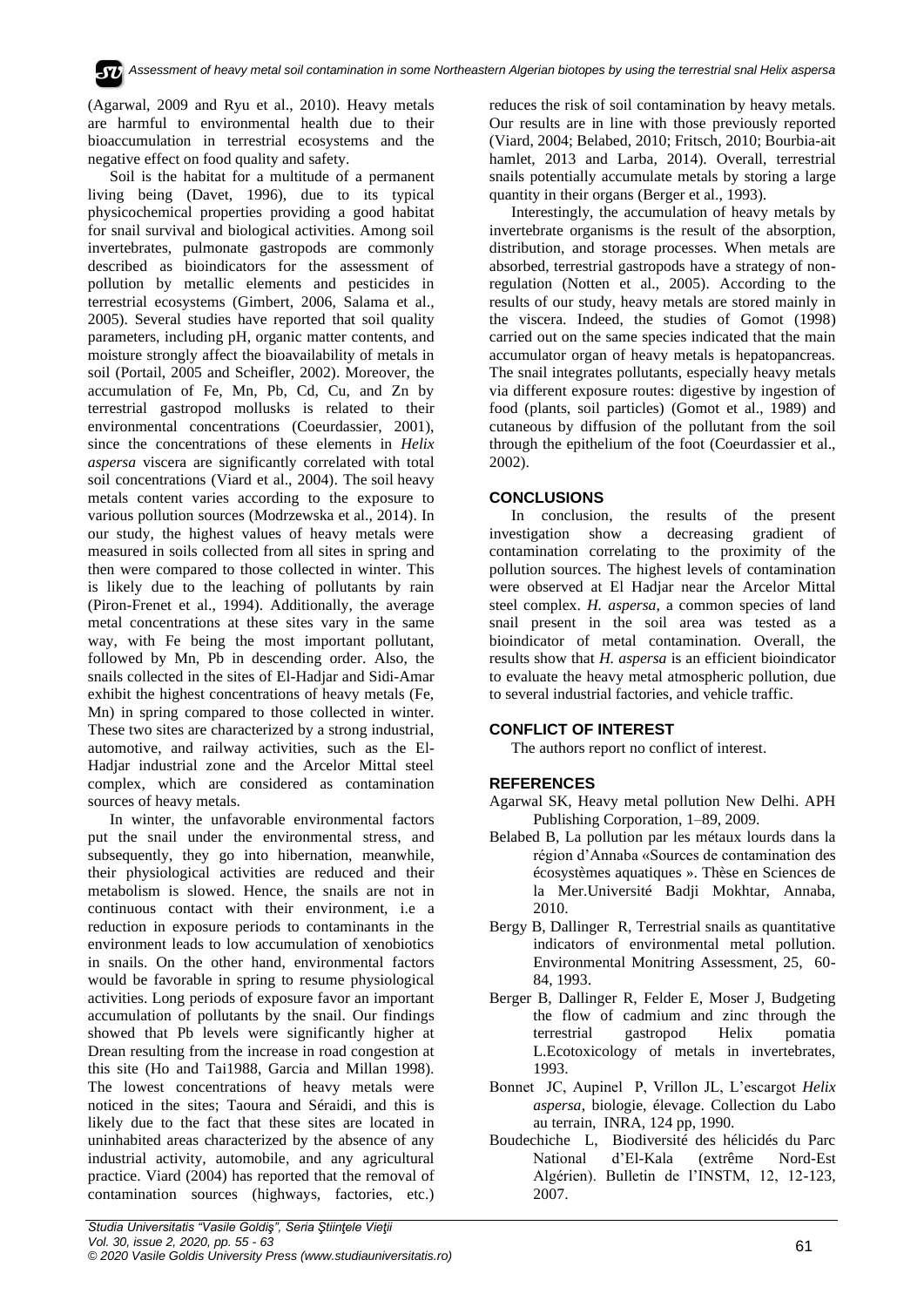(Agarwal, 2009 and Ryu et al., 2010). Heavy metals are harmful to environmental health due to their bioaccumulation in terrestrial ecosystems and the negative effect on food quality and safety.

Soil is the habitat for a multitude of a permanent living being (Davet, 1996), due to its typical physicochemical properties providing a good habitat for snail survival and biological activities. Among soil invertebrates, pulmonate gastropods are commonly described as bioindicators for the assessment of pollution by metallic elements and pesticides in terrestrial ecosystems (Gimbert, 2006, Salama et al., 2005). Several studies have reported that soil quality parameters, including pH, organic matter contents, and moisture strongly affect the bioavailability of metals in soil (Portail, 2005 and Scheifler, 2002). Moreover, the accumulation of Fe, Mn, Pb, Cd, Cu, and Zn by terrestrial gastropod mollusks is related to their environmental concentrations (Coeurdassier, 2001), since the concentrations of these elements in *Helix aspersa* viscera are significantly correlated with total soil concentrations (Viard et al., 2004). The soil heavy metals content varies according to the exposure to various pollution sources (Modrzewska et al., 2014). In our study, the highest values of heavy metals were measured in soils collected from all sites in spring and then were compared to those collected in winter. This is likely due to the leaching of pollutants by rain (Piron-Frenet et al., 1994). Additionally, the average metal concentrations at these sites vary in the same way, with Fe being the most important pollutant, followed by Mn, Pb in descending order. Also, the snails collected in the sites of El-Hadjar and Sidi-Amar exhibit the highest concentrations of heavy metals (Fe, Mn) in spring compared to those collected in winter. These two sites are characterized by a strong industrial, automotive, and railway activities, such as the El-Hadjar industrial zone and the Arcelor Mittal steel complex, which are considered as contamination sources of heavy metals.

In winter, the unfavorable environmental factors put the snail under the environmental stress, and subsequently, they go into hibernation, meanwhile, their physiological activities are reduced and their metabolism is slowed. Hence, the snails are not in continuous contact with their environment, i.e a reduction in exposure periods to contaminants in the environment leads to low accumulation of xenobiotics in snails. On the other hand, environmental factors would be favorable in spring to resume physiological activities. Long periods of exposure favor an important accumulation of pollutants by the snail. Our findings showed that Pb levels were significantly higher at Drean resulting from the increase in road congestion at this site (Ho and Tai1988, Garcia and Millan 1998). The lowest concentrations of heavy metals were noticed in the sites; Taoura and Séraidi, and this is likely due to the fact that these sites are located in uninhabited areas characterized by the absence of any industrial activity, automobile, and any agricultural practice. Viard (2004) has reported that the removal of contamination sources (highways, factories, etc.) reduces the risk of soil contamination by heavy metals. Our results are in line with those previously reported (Viard, 2004; Belabed, 2010; Fritsch, 2010; Bourbia-ait hamlet, 2013 and Larba, 2014). Overall, terrestrial snails potentially accumulate metals by storing a large quantity in their organs (Berger et al., 1993).

Interestingly, the accumulation of heavy metals by invertebrate organisms is the result of the absorption, distribution, and storage processes. When metals are absorbed, terrestrial gastropods have a strategy of non-regulation (Notten et al., 2005). According to the results of our study, heavy metals are stored mainly in the viscera. Indeed, the studies of Gomot (1998) carried out on the same species indicated that the main accumulator organ of heavy metals is hepatopancreas. The snail integrates pollutants, especially heavy metals via different exposure routes: digestive by ingestion of food (plants, soil particles) (Gomot et al., 1989) and cutaneous by diffusion of the pollutant from the soil through the epithelium of the foot (Coeurdassier et al., 2002).

## CONCLUSIONS

In conclusion, the results of the present investigation show a decreasing gradient of contamination correlating to the proximity of the pollution sources. The highest levels of contamination were observed at El Hadjar near the Arcelor Mittal steel complex. *H. aspersa*, a common species of land snail present in the soil area was tested as a bioindicator of metal contamination. Overall, the results show that *H. aspersa* is an efficient bioindicator to evaluate the heavy metal atmospheric pollution, due to several industrial factories, and vehicle traffic.

## CONFLICT OF INTEREST

The authors report no conflict of interest.

## REFERENCES

Agarwal SK, Heavy metal pollution New Delhi. APH Publishing Corporation, 1–89, 2009.

Belabed B, La pollution par les métaux lourds dans la région d'Annaba «Sources de contamination des écosystèmes aquatiques ». Thèse en Sciences de la Mer.Université Badji Mokhtar, Annaba, 2010.

Bergy B, Dallinger R, Terrestrial snails as quantitative indicators of environmental metal pollution. Environmental Monitring Assessment, 25, 60-84, 1993.

Berger B, Dallinger R, Felder E, Moser J, Budgeting the flow of cadmium and zinc through the terrestrial gastropod Helix pomatia L.Ecotoxicology of metals in invertebrates, 1993.

Bonnet JC, Aupinel P, Vrillon JL, L'escargot *Helix aspersa*, biologie, élevage. Collection du Labo au terrain, INRA, 124 pp, 1990.

Boudechiche L, Biodiversité des hélicidés du Parc National d'El-Kala (extrême Nord-Est Algérien). Bulletin de l'INSTM, 12, 12-123, 2007.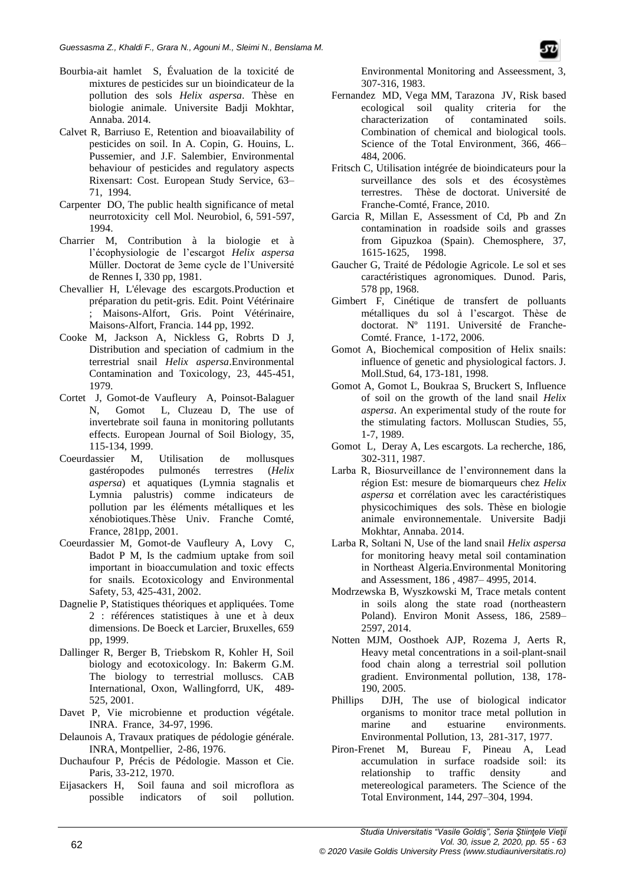Bourbia-ait hamlet S, Évaluation de la toxicité de mixtures de pesticides sur un bioindicateur de la pollution des sols *Helix aspersa*. Thèse en biologie animale. Universite Badji Mokhtar, Annaba. 2014.

Calvet R, Barriuso E, Retention and bioavailability of pesticides on soil. In A. Copin, G. Houins, L. Pussemier, and J.F. Salembier, Environmental behaviour of pesticides and regulatory aspects Rixensart: Cost. European Study Service, 63–71, 1994.

Carpenter DO, The public health significance of metal neurrotoxicity cell Mol. Neurobiol, 6, 591-597, 1994.

Charrier M, Contribution à la biologie et à l'écophysiologie de l'escargot *Helix aspersa* Müller. Doctorat de 3eme cycle de l'Université de Rennes I, 330 pp, 1981.

Chevallier H, L'élevage des escargots.Production et préparation du petit-gris. Edit. Point Vétérinaire ; Maisons-Alfort, Gris. Point Vétérinaire, Maisons-Alfort, Francia. 144 pp, 1992.

Cooke M, Jackson A, Nickless G, Robrts D J, Distribution and speciation of cadmium in the terrestrial snail *Helix aspersa*.Environmental Contamination and Toxicology, 23, 445-451, 1979.

Cortet J, Gomot-de Vaufleury A, Poinsot-Balaguer N, Gomot L, Cluzeau D, The use of invertebrate soil fauna in monitoring pollutants effects. European Journal of Soil Biology, 35, 115-134, 1999.

Coeurdassier M, Utilisation de mollusques gastéropodes pulmonés terrestres (*Helix aspersa*) et aquatiques (Lymnia stagnalis et Lymnia palustris) comme indicateurs de pollution par les éléments métalliques et les xénobiotiques.Thèse Univ. Franche Comté, France, 281pp, 2001.

Coeurdassier M, Gomot-de Vaufleury A, Lovy C, Badot P M, Is the cadmium uptake from soil important in bioaccumulation and toxic effects for snails. Ecotoxicology and Environmental Safety, 53, 425-431, 2002.

Dagnelie P, Statistiques théoriques et appliquées. Tome 2 : références statistiques à une et à deux dimensions. De Boeck et Larcier, Bruxelles, 659 pp, 1999.

Dallinger R, Berger B, Triebskom R, Kohler H, Soil biology and ecotoxicology. In: Bakerm G.M. The biology to terrestrial molluscs. CAB International, Oxon, Wallingforrd, UK, 489-525, 2001.

Davet P, Vie microbienne et production végétale. INRA. France, 34-97, 1996.

Delaunois A, Travaux pratiques de pédologie générale. INRA, Montpellier, 2-86, 1976.

Duchaufour P, Précis de Pédologie. Masson et Cie. Paris, 33-212, 1970.

Eijasackers H, Soil fauna and soil microflora as possible indicators of soil pollution. Environmental Monitoring and Asseessment, 3, 307-316, 1983.

Fernandez MD, Vega MM, Tarazona JV, Risk based ecological soil quality criteria for the characterization of contaminated soils. Combination of chemical and biological tools. Science of the Total Environment, 366, 466–484, 2006.

Fritsch C, Utilisation intégrée de bioindicateurs pour la surveillance des sols et des écosystèmes terrestres. Thèse de doctorat. Université de Franche-Comté, France, 2010.

Garcia R, Millan E, Assessment of Cd, Pb and Zn contamination in roadside soils and grasses from Gipuzkoa (Spain). Chemosphere, 37, 1615-1625, 1998.

Gaucher G, Traité de Pédologie Agricole. Le sol et ses caractéristiques agronomiques. Dunod. Paris, 578 pp, 1968.

Gimbert F, Cinétique de transfert de polluants métalliques du sol à l'escargot. Thèse de doctorat. Nº 1191. Université de Franche-Comté. France, 1-172, 2006.

Gomot A, Biochemical composition of Helix snails: influence of genetic and physiological factors. J. Moll.Stud, 64, 173-181, 1998.

Gomot A, Gomot L, Boukraa S, Bruckert S, Influence of soil on the growth of the land snail *Helix aspersa*. An experimental study of the route for the stimulating factors. Molluscan Studies, 55, 1-7, 1989.

Gomot L, Deray A, Les escargots. La recherche, 186, 302-311, 1987.

Larba R, Biosurveillance de l'environnement dans la région Est: mesure de biomarqueurs chez *Helix aspersa* et corrélation avec les caractéristiques physicochimiques des sols. Thèse en biologie animale environnementale. Universite Badji Mokhtar, Annaba. 2014.

Larba R, Soltani N, Use of the land snail *Helix aspersa* for monitoring heavy metal soil contamination in Northeast Algeria.Environmental Monitoring and Assessment, 186 , 4987– 4995, 2014.

Modrzewska B, Wyszkowski M, Trace metals content in soils along the state road (northeastern Poland). Environ Monit Assess, 186, 2589–2597, 2014.

Notten MJM, Oosthoek AJP, Rozema J, Aerts R, Heavy metal concentrations in a soil-plant-snail food chain along a terrestrial soil pollution gradient. Environmental pollution, 138, 178-190, 2005.

Phillips DJH, The use of biological indicator organisms to monitor trace metal pollution in marine and estuarine environments. Environmental Pollution, 13, 281-317, 1977.

Piron-Frenet M, Bureau F, Pineau A, Lead accumulation in surface roadside soil: its relationship to traffic density and metereological parameters. The Science of the Total Environment, 144, 297–304, 1994.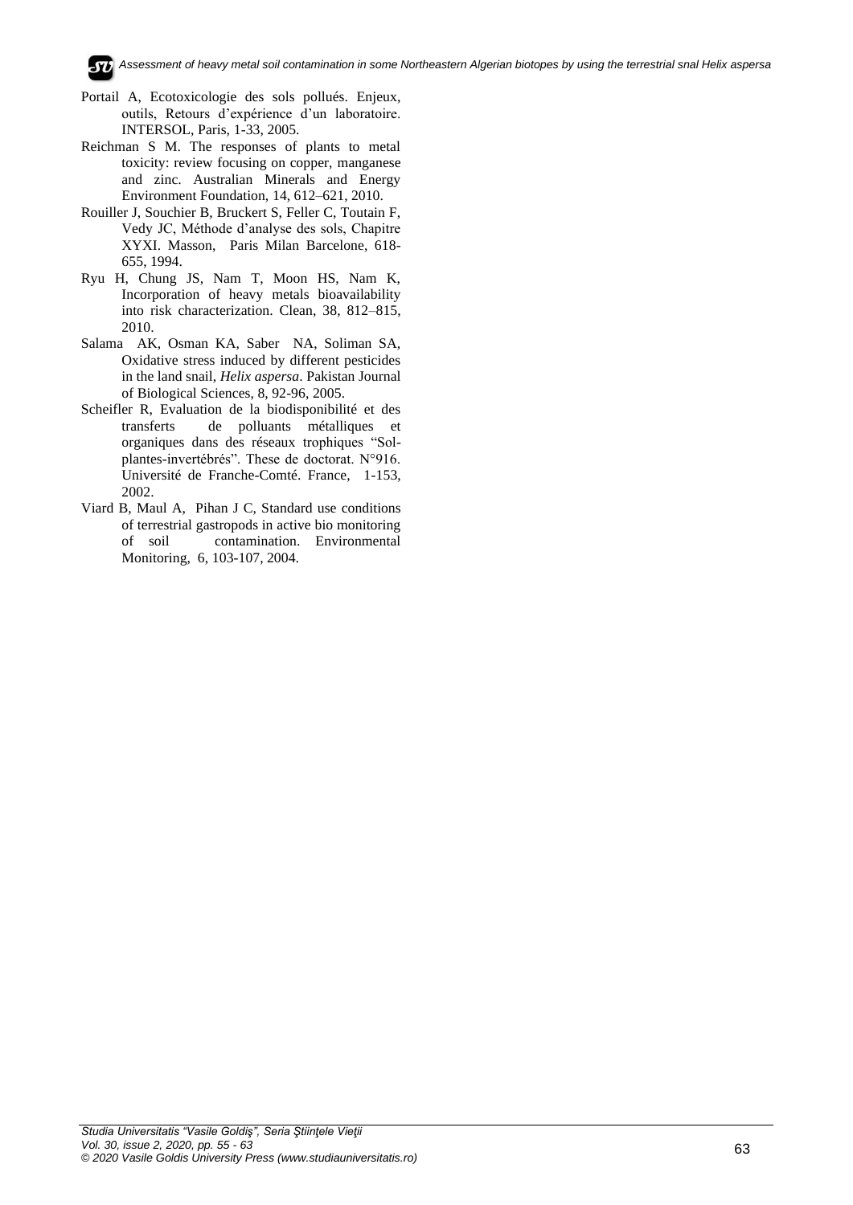Portail A, Ecotoxicologie des sols pollués. Enjeux, outils, Retours d'expérience d'un laboratoire. INTERSOL, Paris, 1-33, 2005.

Reichman S M. The responses of plants to metal toxicity: review focusing on copper, manganese and zinc. Australian Minerals and Energy Environment Foundation, 14, 612–621, 2010.

Rouiller J, Souchier B, Bruckert S, Feller C, Toutain F, Vedy JC, Méthode d'analyse des sols, Chapitre XYXI. Masson, Paris Milan Barcelone, 618-655, 1994.

Ryu H, Chung JS, Nam T, Moon HS, Nam K, Incorporation of heavy metals bioavailability into risk characterization. Clean, 38, 812–815, 2010.

Salama AK, Osman KA, Saber NA, Soliman SA, Oxidative stress induced by different pesticides in the land snail, *Helix aspersa*. Pakistan Journal of Biological Sciences, 8, 92-96, 2005.

Scheifler R, Evaluation de la biodisponibilité et des transferts de polluants métalliques et organiques dans des réseaux trophiques "Sol-plantes-invertébrés". These de doctorat. N°916. Université de Franche-Comté. France, 1-153, 2002.

Viard B, Maul A, Pihan J C, Standard use conditions of terrestrial gastropods in active bio monitoring of soil contamination. Environmental Monitoring, 6, 103-107, 2004.